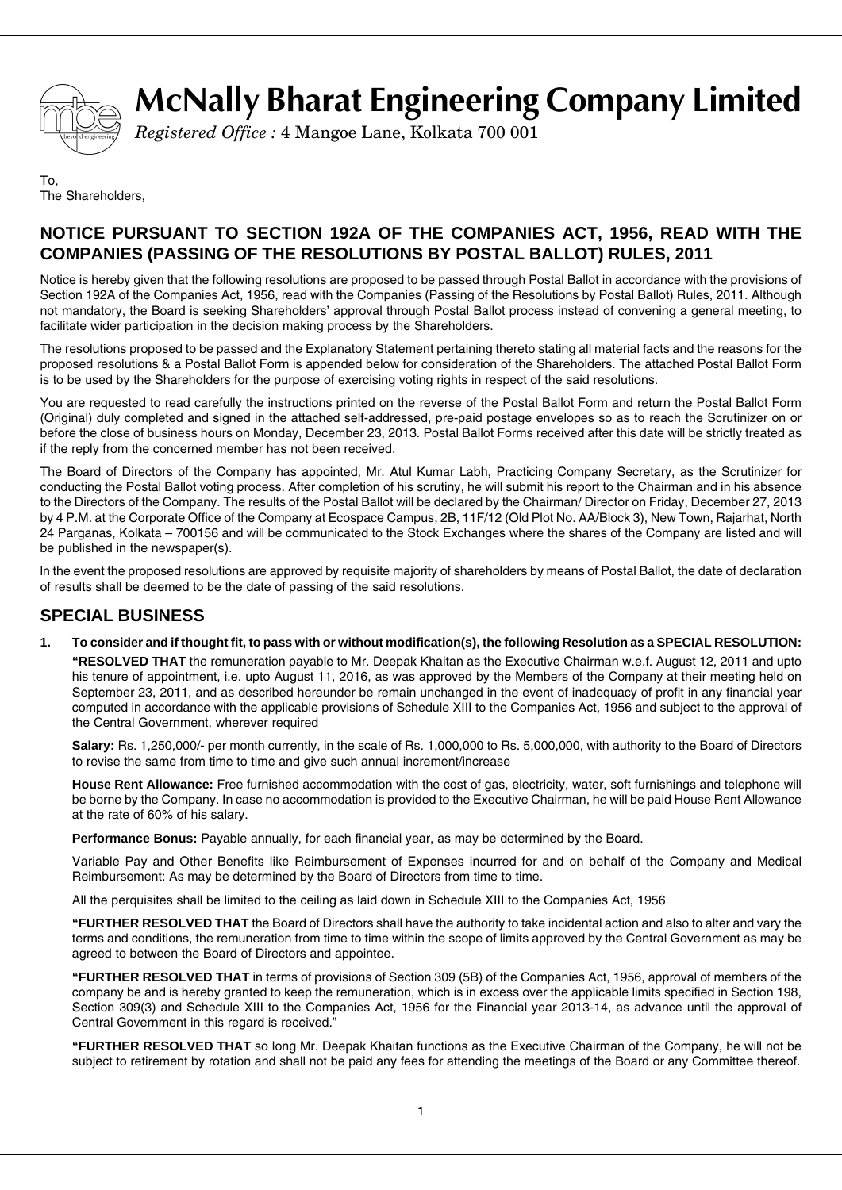# McNally Bharat Engineering Company Limited

*Registered Office :* 4 Mangoe Lane, Kolkata 700 001

To,
The Shareholders,

## NOTICE PURSUANT TO SECTION 192A OF THE COMPANIES ACT, 1956, READ WITH THE COMPANIES (PASSING OF THE RESOLUTIONS BY POSTAL BALLOT) RULES, 2011

Notice is hereby given that the following resolutions are proposed to be passed through Postal Ballot in accordance with the provisions of Section 192A of the Companies Act, 1956, read with the Companies (Passing of the Resolutions by Postal Ballot) Rules, 2011. Although not mandatory, the Board is seeking Shareholders' approval through Postal Ballot process instead of convening a general meeting, to facilitate wider participation in the decision making process by the Shareholders.

The resolutions proposed to be passed and the Explanatory Statement pertaining thereto stating all material facts and the reasons for the proposed resolutions & a Postal Ballot Form is appended below for consideration of the Shareholders. The attached Postal Ballot Form is to be used by the Shareholders for the purpose of exercising voting rights in respect of the said resolutions.

You are requested to read carefully the instructions printed on the reverse of the Postal Ballot Form and return the Postal Ballot Form (Original) duly completed and signed in the attached self-addressed, pre-paid postage envelopes so as to reach the Scrutinizer on or before the close of business hours on Monday, December 23, 2013. Postal Ballot Forms received after this date will be strictly treated as if the reply from the concerned member has not been received.

The Board of Directors of the Company has appointed, Mr. Atul Kumar Labh, Practicing Company Secretary, as the Scrutinizer for conducting the Postal Ballot voting process. After completion of his scrutiny, he will submit his report to the Chairman and in his absence to the Directors of the Company. The results of the Postal Ballot will be declared by the Chairman/ Director on Friday, December 27, 2013 by 4 P.M. at the Corporate Office of the Company at Ecospace Campus, 2B, 11F/12 (Old Plot No. AA/Block 3), New Town, Rajarhat, North 24 Parganas, Kolkata – 700156 and will be communicated to the Stock Exchanges where the shares of the Company are listed and will be published in the newspaper(s).

In the event the proposed resolutions are approved by requisite majority of shareholders by means of Postal Ballot, the date of declaration of results shall be deemed to be the date of passing of the said resolutions.

## SPECIAL BUSINESS

1. **To consider and if thought fit, to pass with or without modification(s), the following Resolution as a SPECIAL RESOLUTION:**

   **"RESOLVED THAT** the remuneration payable to Mr. Deepak Khaitan as the Executive Chairman w.e.f. August 12, 2011 and upto his tenure of appointment, i.e. upto August 11, 2016, as was approved by the Members of the Company at their meeting held on September 23, 2011, and as described hereunder be remain unchanged in the event of inadequacy of profit in any financial year computed in accordance with the applicable provisions of Schedule XIII to the Companies Act, 1956 and subject to the approval of the Central Government, wherever required

   **Salary:** Rs. 1,250,000/- per month currently, in the scale of Rs. 1,000,000 to Rs. 5,000,000, with authority to the Board of Directors to revise the same from time to time and give such annual increment/increase

   **House Rent Allowance:** Free furnished accommodation with the cost of gas, electricity, water, soft furnishings and telephone will be borne by the Company. In case no accommodation is provided to the Executive Chairman, he will be paid House Rent Allowance at the rate of 60% of his salary.

   **Performance Bonus:** Payable annually, for each financial year, as may be determined by the Board.

   Variable Pay and Other Benefits like Reimbursement of Expenses incurred for and on behalf of the Company and Medical Reimbursement: As may be determined by the Board of Directors from time to time.

   All the perquisites shall be limited to the ceiling as laid down in Schedule XIII to the Companies Act, 1956

   **"FURTHER RESOLVED THAT** the Board of Directors shall have the authority to take incidental action and also to alter and vary the terms and conditions, the remuneration from time to time within the scope of limits approved by the Central Government as may be agreed to between the Board of Directors and appointee.

   **"FURTHER RESOLVED THAT** in terms of provisions of Section 309 (5B) of the Companies Act, 1956, approval of members of the company be and is hereby granted to keep the remuneration, which is in excess over the applicable limits specified in Section 198, Section 309(3) and Schedule XIII to the Companies Act, 1956 for the Financial year 2013-14, as advance until the approval of Central Government in this regard is received."

   **"FURTHER RESOLVED THAT** so long Mr. Deepak Khaitan functions as the Executive Chairman of the Company, he will not be subject to retirement by rotation and shall not be paid any fees for attending the meetings of the Board or any Committee thereof.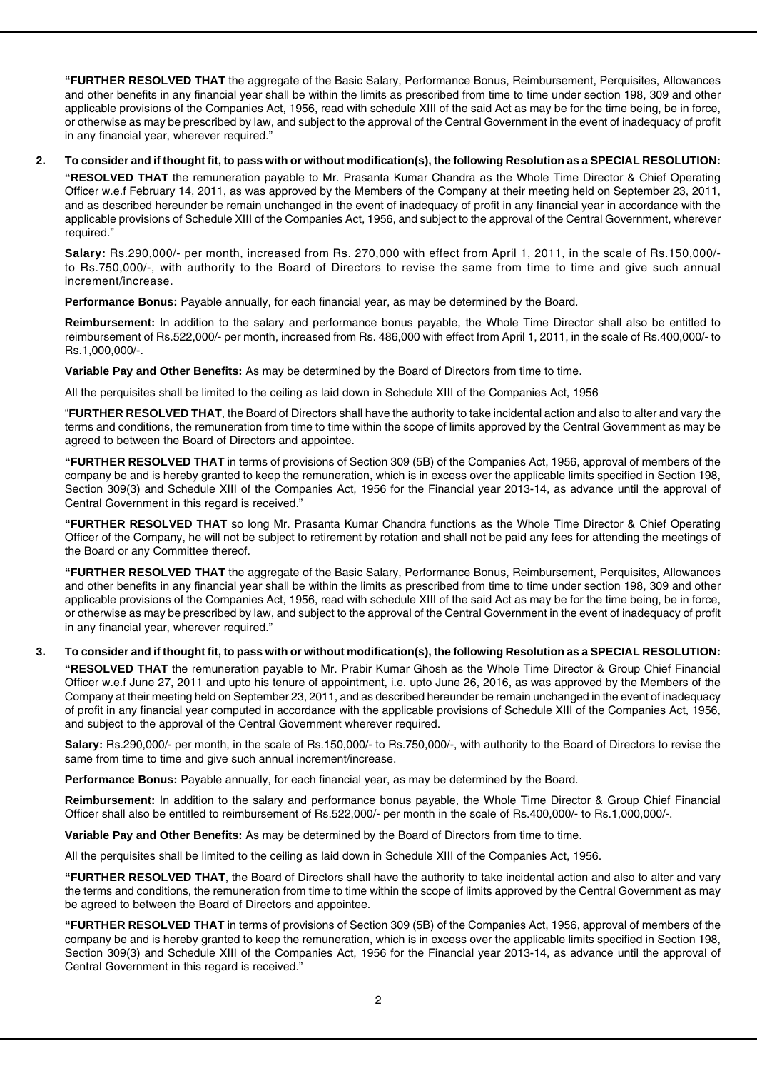**"FURTHER RESOLVED THAT** the aggregate of the Basic Salary, Performance Bonus, Reimbursement, Perquisites, Allowances and other benefits in any financial year shall be within the limits as prescribed from time to time under section 198, 309 and other applicable provisions of the Companies Act, 1956, read with schedule XIII of the said Act as may be for the time being, be in force, or otherwise as may be prescribed by law, and subject to the approval of the Central Government in the event of inadequacy of profit in any financial year, wherever required."

**2. To consider and if thought fit, to pass with or without modification(s), the following Resolution as a SPECIAL RESOLUTION:**

**"RESOLVED THAT** the remuneration payable to Mr. Prasanta Kumar Chandra as the Whole Time Director & Chief Operating Officer w.e.f February 14, 2011, as was approved by the Members of the Company at their meeting held on September 23, 2011, and as described hereunder be remain unchanged in the event of inadequacy of profit in any financial year in accordance with the applicable provisions of Schedule XIII of the Companies Act, 1956, and subject to the approval of the Central Government, wherever required."

**Salary:** Rs.290,000/- per month, increased from Rs. 270,000 with effect from April 1, 2011, in the scale of Rs.150,000/- to Rs.750,000/-, with authority to the Board of Directors to revise the same from time to time and give such annual increment/increase.

**Performance Bonus:** Payable annually, for each financial year, as may be determined by the Board.

**Reimbursement:** In addition to the salary and performance bonus payable, the Whole Time Director shall also be entitled to reimbursement of Rs.522,000/- per month, increased from Rs. 486,000 with effect from April 1, 2011, in the scale of Rs.400,000/- to Rs.1,000,000/-.

**Variable Pay and Other Benefits:** As may be determined by the Board of Directors from time to time.

All the perquisites shall be limited to the ceiling as laid down in Schedule XIII of the Companies Act, 1956

"**FURTHER RESOLVED THAT**, the Board of Directors shall have the authority to take incidental action and also to alter and vary the terms and conditions, the remuneration from time to time within the scope of limits approved by the Central Government as may be agreed to between the Board of Directors and appointee.

**"FURTHER RESOLVED THAT** in terms of provisions of Section 309 (5B) of the Companies Act, 1956, approval of members of the company be and is hereby granted to keep the remuneration, which is in excess over the applicable limits specified in Section 198, Section 309(3) and Schedule XIII of the Companies Act, 1956 for the Financial year 2013-14, as advance until the approval of Central Government in this regard is received."

**"FURTHER RESOLVED THAT** so long Mr. Prasanta Kumar Chandra functions as the Whole Time Director & Chief Operating Officer of the Company, he will not be subject to retirement by rotation and shall not be paid any fees for attending the meetings of the Board or any Committee thereof.

**"FURTHER RESOLVED THAT** the aggregate of the Basic Salary, Performance Bonus, Reimbursement, Perquisites, Allowances and other benefits in any financial year shall be within the limits as prescribed from time to time under section 198, 309 and other applicable provisions of the Companies Act, 1956, read with schedule XIII of the said Act as may be for the time being, be in force, or otherwise as may be prescribed by law, and subject to the approval of the Central Government in the event of inadequacy of profit in any financial year, wherever required."

**3. To consider and if thought fit, to pass with or without modification(s), the following Resolution as a SPECIAL RESOLUTION:**

**"RESOLVED THAT** the remuneration payable to Mr. Prabir Kumar Ghosh as the Whole Time Director & Group Chief Financial Officer w.e.f June 27, 2011 and upto his tenure of appointment, i.e. upto June 26, 2016, as was approved by the Members of the Company at their meeting held on September 23, 2011, and as described hereunder be remain unchanged in the event of inadequacy of profit in any financial year computed in accordance with the applicable provisions of Schedule XIII of the Companies Act, 1956, and subject to the approval of the Central Government wherever required.

**Salary:** Rs.290,000/- per month, in the scale of Rs.150,000/- to Rs.750,000/-, with authority to the Board of Directors to revise the same from time to time and give such annual increment/increase.

**Performance Bonus:** Payable annually, for each financial year, as may be determined by the Board.

**Reimbursement:** In addition to the salary and performance bonus payable, the Whole Time Director & Group Chief Financial Officer shall also be entitled to reimbursement of Rs.522,000/- per month in the scale of Rs.400,000/- to Rs.1,000,000/-.

**Variable Pay and Other Benefits:** As may be determined by the Board of Directors from time to time.

All the perquisites shall be limited to the ceiling as laid down in Schedule XIII of the Companies Act, 1956.

**"FURTHER RESOLVED THAT**, the Board of Directors shall have the authority to take incidental action and also to alter and vary the terms and conditions, the remuneration from time to time within the scope of limits approved by the Central Government as may be agreed to between the Board of Directors and appointee.

**"FURTHER RESOLVED THAT** in terms of provisions of Section 309 (5B) of the Companies Act, 1956, approval of members of the company be and is hereby granted to keep the remuneration, which is in excess over the applicable limits specified in Section 198, Section 309(3) and Schedule XIII of the Companies Act, 1956 for the Financial year 2013-14, as advance until the approval of Central Government in this regard is received."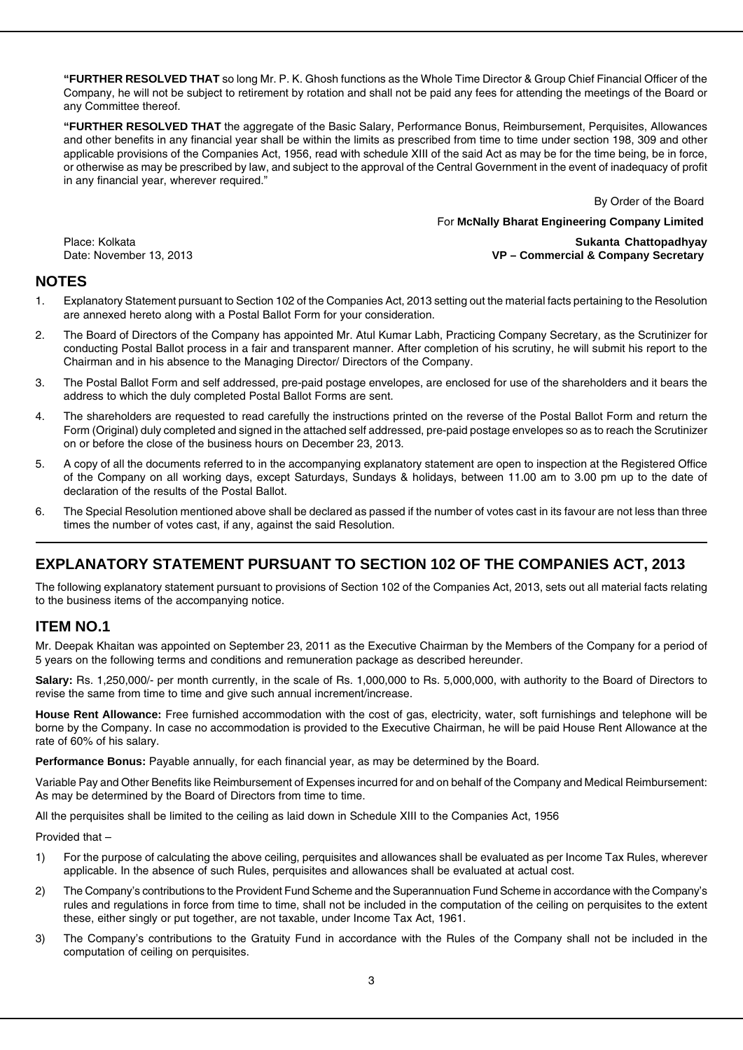**"FURTHER RESOLVED THAT** so long Mr. P. K. Ghosh functions as the Whole Time Director & Group Chief Financial Officer of the Company, he will not be subject to retirement by rotation and shall not be paid any fees for attending the meetings of the Board or any Committee thereof.

**"FURTHER RESOLVED THAT** the aggregate of the Basic Salary, Performance Bonus, Reimbursement, Perquisites, Allowances and other benefits in any financial year shall be within the limits as prescribed from time to time under section 198, 309 and other applicable provisions of the Companies Act, 1956, read with schedule XIII of the said Act as may be for the time being, be in force, or otherwise as may be prescribed by law, and subject to the approval of the Central Government in the event of inadequacy of profit in any financial year, wherever required."

By Order of the Board

For **McNally Bharat Engineering Company Limited**

Place: Kolkata
Date: November 13, 2013

**Sukanta Chattopadhyay**
**VP – Commercial & Company Secretary**

## NOTES

1. Explanatory Statement pursuant to Section 102 of the Companies Act, 2013 setting out the material facts pertaining to the Resolution are annexed hereto along with a Postal Ballot Form for your consideration.
2. The Board of Directors of the Company has appointed Mr. Atul Kumar Labh, Practicing Company Secretary, as the Scrutinizer for conducting Postal Ballot process in a fair and transparent manner. After completion of his scrutiny, he will submit his report to the Chairman and in his absence to the Managing Director/ Directors of the Company.
3. The Postal Ballot Form and self addressed, pre-paid postage envelopes, are enclosed for use of the shareholders and it bears the address to which the duly completed Postal Ballot Forms are sent.
4. The shareholders are requested to read carefully the instructions printed on the reverse of the Postal Ballot Form and return the Form (Original) duly completed and signed in the attached self addressed, pre-paid postage envelopes so as to reach the Scrutinizer on or before the close of the business hours on December 23, 2013.
5. A copy of all the documents referred to in the accompanying explanatory statement are open to inspection at the Registered Office of the Company on all working days, except Saturdays, Sundays & holidays, between 11.00 am to 3.00 pm up to the date of declaration of the results of the Postal Ballot.
6. The Special Resolution mentioned above shall be declared as passed if the number of votes cast in its favour are not less than three times the number of votes cast, if any, against the said Resolution.

## EXPLANATORY STATEMENT PURSUANT TO SECTION 102 OF THE COMPANIES ACT, 2013

The following explanatory statement pursuant to provisions of Section 102 of the Companies Act, 2013, sets out all material facts relating to the business items of the accompanying notice.

## ITEM NO.1

Mr. Deepak Khaitan was appointed on September 23, 2011 as the Executive Chairman by the Members of the Company for a period of 5 years on the following terms and conditions and remuneration package as described hereunder.

**Salary:** Rs. 1,250,000/- per month currently, in the scale of Rs. 1,000,000 to Rs. 5,000,000, with authority to the Board of Directors to revise the same from time to time and give such annual increment/increase.

**House Rent Allowance:** Free furnished accommodation with the cost of gas, electricity, water, soft furnishings and telephone will be borne by the Company. In case no accommodation is provided to the Executive Chairman, he will be paid House Rent Allowance at the rate of 60% of his salary.

**Performance Bonus:** Payable annually, for each financial year, as may be determined by the Board.

Variable Pay and Other Benefits like Reimbursement of Expenses incurred for and on behalf of the Company and Medical Reimbursement: As may be determined by the Board of Directors from time to time.

All the perquisites shall be limited to the ceiling as laid down in Schedule XIII to the Companies Act, 1956

Provided that –

1) For the purpose of calculating the above ceiling, perquisites and allowances shall be evaluated as per Income Tax Rules, wherever applicable. In the absence of such Rules, perquisites and allowances shall be evaluated at actual cost.
2) The Company's contributions to the Provident Fund Scheme and the Superannuation Fund Scheme in accordance with the Company's rules and regulations in force from time to time, shall not be included in the computation of the ceiling on perquisites to the extent these, either singly or put together, are not taxable, under Income Tax Act, 1961.
3) The Company's contributions to the Gratuity Fund in accordance with the Rules of the Company shall not be included in the computation of ceiling on perquisites.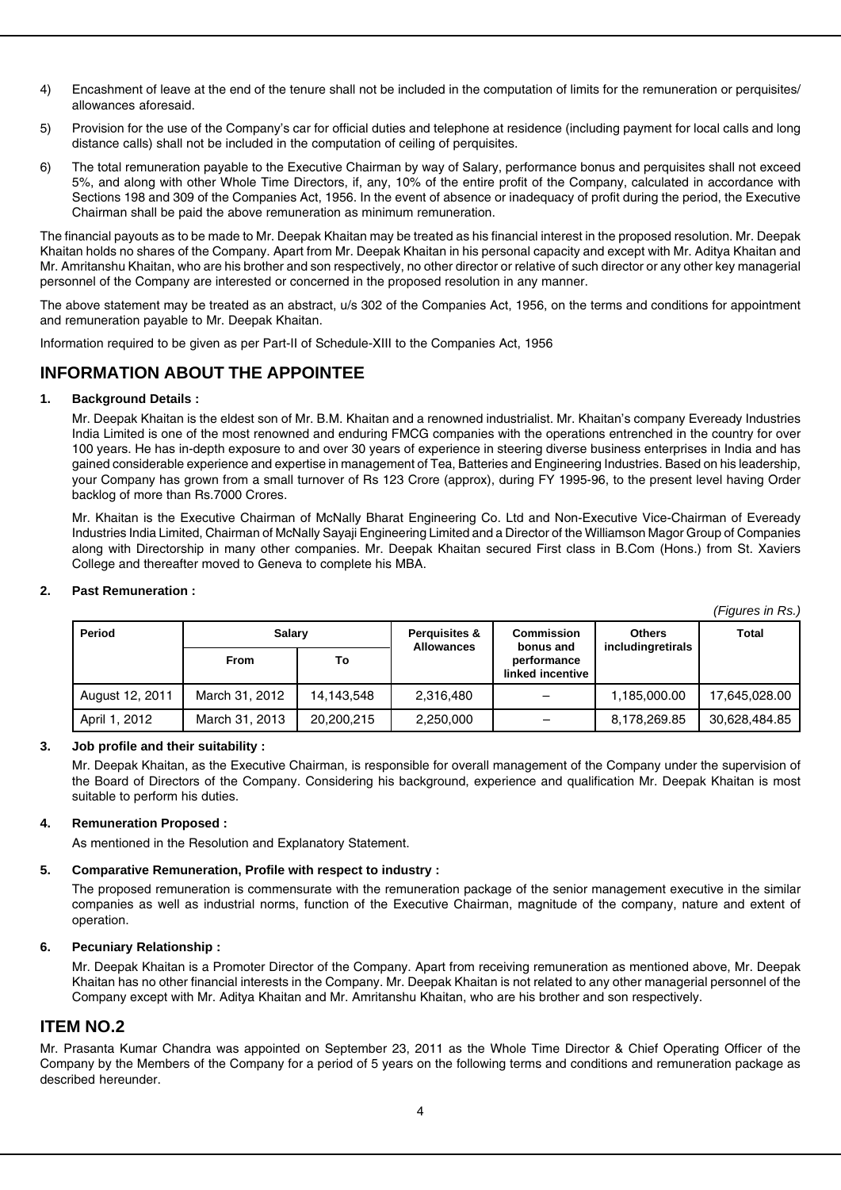4) Encashment of leave at the end of the tenure shall not be included in the computation of limits for the remuneration or perquisites/ allowances aforesaid.

5) Provision for the use of the Company's car for official duties and telephone at residence (including payment for local calls and long distance calls) shall not be included in the computation of ceiling of perquisites.

6) The total remuneration payable to the Executive Chairman by way of Salary, performance bonus and perquisites shall not exceed 5%, and along with other Whole Time Directors, if, any, 10% of the entire profit of the Company, calculated in accordance with Sections 198 and 309 of the Companies Act, 1956. In the event of absence or inadequacy of profit during the period, the Executive Chairman shall be paid the above remuneration as minimum remuneration.

The financial payouts as to be made to Mr. Deepak Khaitan may be treated as his financial interest in the proposed resolution. Mr. Deepak Khaitan holds no shares of the Company. Apart from Mr. Deepak Khaitan in his personal capacity and except with Mr. Aditya Khaitan and Mr. Amritanshu Khaitan, who are his brother and son respectively, no other director or relative of such director or any other key managerial personnel of the Company are interested or concerned in the proposed resolution in any manner.

The above statement may be treated as an abstract, u/s 302 of the Companies Act, 1956, on the terms and conditions for appointment and remuneration payable to Mr. Deepak Khaitan.

Information required to be given as per Part-II of Schedule-XIII to the Companies Act, 1956

## INFORMATION ABOUT THE APPOINTEE

**1. Background Details :**

Mr. Deepak Khaitan is the eldest son of Mr. B.M. Khaitan and a renowned industrialist. Mr. Khaitan's company Eveready Industries India Limited is one of the most renowned and enduring FMCG companies with the operations entrenched in the country for over 100 years. He has in-depth exposure to and over 30 years of experience in steering diverse business enterprises in India and has gained considerable experience and expertise in management of Tea, Batteries and Engineering Industries. Based on his leadership, your Company has grown from a small turnover of Rs 123 Crore (approx), during FY 1995-96, to the present level having Order backlog of more than Rs.7000 Crores.

Mr. Khaitan is the Executive Chairman of McNally Bharat Engineering Co. Ltd and Non-Executive Vice-Chairman of Eveready Industries India Limited, Chairman of McNally Sayaji Engineering Limited and a Director of the Williamson Magor Group of Companies along with Directorship in many other companies. Mr. Deepak Khaitan secured First class in B.Com (Hons.) from St. Xaviers College and thereafter moved to Geneva to complete his MBA.

**2. Past Remuneration :**

*(Figures in Rs.)*

| Period | Salary | | Perquisites & Allowances | Commission bonus and performance linked incentive | Others includingretirals | Total |
|---|---|---|---|---|---|---|
| | From | To | | | | |
| August 12, 2011 | March 31, 2012 | 14,143,548 | 2,316,480 | – | 1,185,000.00 | 17,645,028.00 |
| April 1, 2012 | March 31, 2013 | 20,200,215 | 2,250,000 | – | 8,178,269.85 | 30,628,484.85 |

**3. Job profile and their suitability :**

Mr. Deepak Khaitan, as the Executive Chairman, is responsible for overall management of the Company under the supervision of the Board of Directors of the Company. Considering his background, experience and qualification Mr. Deepak Khaitan is most suitable to perform his duties.

**4. Remuneration Proposed :**

As mentioned in the Resolution and Explanatory Statement.

**5. Comparative Remuneration, Profile with respect to industry :**

The proposed remuneration is commensurate with the remuneration package of the senior management executive in the similar companies as well as industrial norms, function of the Executive Chairman, magnitude of the company, nature and extent of operation.

**6. Pecuniary Relationship :**

Mr. Deepak Khaitan is a Promoter Director of the Company. Apart from receiving remuneration as mentioned above, Mr. Deepak Khaitan has no other financial interests in the Company. Mr. Deepak Khaitan is not related to any other managerial personnel of the Company except with Mr. Aditya Khaitan and Mr. Amritanshu Khaitan, who are his brother and son respectively.

## ITEM NO.2

Mr. Prasanta Kumar Chandra was appointed on September 23, 2011 as the Whole Time Director & Chief Operating Officer of the Company by the Members of the Company for a period of 5 years on the following terms and conditions and remuneration package as described hereunder.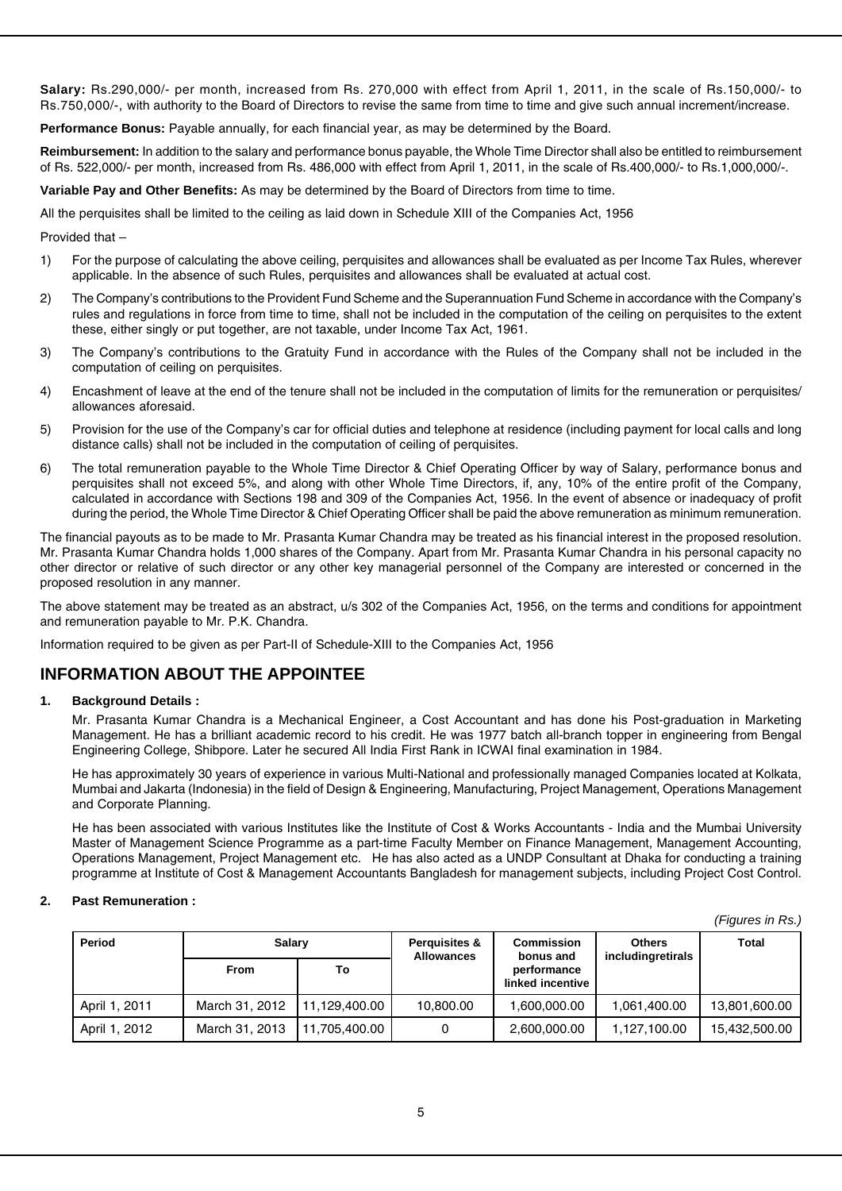**Salary:** Rs.290,000/- per month, increased from Rs. 270,000 with effect from April 1, 2011, in the scale of Rs.150,000/- to Rs.750,000/-, with authority to the Board of Directors to revise the same from time to time and give such annual increment/increase.

**Performance Bonus:** Payable annually, for each financial year, as may be determined by the Board.

**Reimbursement:** In addition to the salary and performance bonus payable, the Whole Time Director shall also be entitled to reimbursement of Rs. 522,000/- per month, increased from Rs. 486,000 with effect from April 1, 2011, in the scale of Rs.400,000/- to Rs.1,000,000/-.

**Variable Pay and Other Benefits:** As may be determined by the Board of Directors from time to time.

All the perquisites shall be limited to the ceiling as laid down in Schedule XIII of the Companies Act, 1956

Provided that –

1) For the purpose of calculating the above ceiling, perquisites and allowances shall be evaluated as per Income Tax Rules, wherever applicable. In the absence of such Rules, perquisites and allowances shall be evaluated at actual cost.

2) The Company's contributions to the Provident Fund Scheme and the Superannuation Fund Scheme in accordance with the Company's rules and regulations in force from time to time, shall not be included in the computation of the ceiling on perquisites to the extent these, either singly or put together, are not taxable, under Income Tax Act, 1961.

3) The Company's contributions to the Gratuity Fund in accordance with the Rules of the Company shall not be included in the computation of ceiling on perquisites.

4) Encashment of leave at the end of the tenure shall not be included in the computation of limits for the remuneration or perquisites/ allowances aforesaid.

5) Provision for the use of the Company's car for official duties and telephone at residence (including payment for local calls and long distance calls) shall not be included in the computation of ceiling of perquisites.

6) The total remuneration payable to the Whole Time Director & Chief Operating Officer by way of Salary, performance bonus and perquisites shall not exceed 5%, and along with other Whole Time Directors, if, any, 10% of the entire profit of the Company, calculated in accordance with Sections 198 and 309 of the Companies Act, 1956. In the event of absence or inadequacy of profit during the period, the Whole Time Director & Chief Operating Officer shall be paid the above remuneration as minimum remuneration.

The financial payouts as to be made to Mr. Prasanta Kumar Chandra may be treated as his financial interest in the proposed resolution. Mr. Prasanta Kumar Chandra holds 1,000 shares of the Company. Apart from Mr. Prasanta Kumar Chandra in his personal capacity no other director or relative of such director or any other key managerial personnel of the Company are interested or concerned in the proposed resolution in any manner.

The above statement may be treated as an abstract, u/s 302 of the Companies Act, 1956, on the terms and conditions for appointment and remuneration payable to Mr. P.K. Chandra.

Information required to be given as per Part-II of Schedule-XIII to the Companies Act, 1956

## INFORMATION ABOUT THE APPOINTEE

**1. Background Details :**

Mr. Prasanta Kumar Chandra is a Mechanical Engineer, a Cost Accountant and has done his Post-graduation in Marketing Management. He has a brilliant academic record to his credit. He was 1977 batch all-branch topper in engineering from Bengal Engineering College, Shibpore. Later he secured All India First Rank in ICWAI final examination in 1984.

He has approximately 30 years of experience in various Multi-National and professionally managed Companies located at Kolkata, Mumbai and Jakarta (Indonesia) in the field of Design & Engineering, Manufacturing, Project Management, Operations Management and Corporate Planning.

He has been associated with various Institutes like the Institute of Cost & Works Accountants - India and the Mumbai University Master of Management Science Programme as a part-time Faculty Member on Finance Management, Management Accounting, Operations Management, Project Management etc. He has also acted as a UNDP Consultant at Dhaka for conducting a training programme at Institute of Cost & Management Accountants Bangladesh for management subjects, including Project Cost Control.

**2. Past Remuneration :**

*(Figures in Rs.)*

| Period | Salary | | Perquisites & Allowances | Commission bonus and performance linked incentive | Others includingretirals | Total |
|---|---|---|---|---|---|---|
| | From | To | | | | |
| April 1, 2011 | March 31, 2012 | 11,129,400.00 | 10,800.00 | 1,600,000.00 | 1,061,400.00 | 13,801,600.00 |
| April 1, 2012 | March 31, 2013 | 11,705,400.00 | 0 | 2,600,000.00 | 1,127,100.00 | 15,432,500.00 |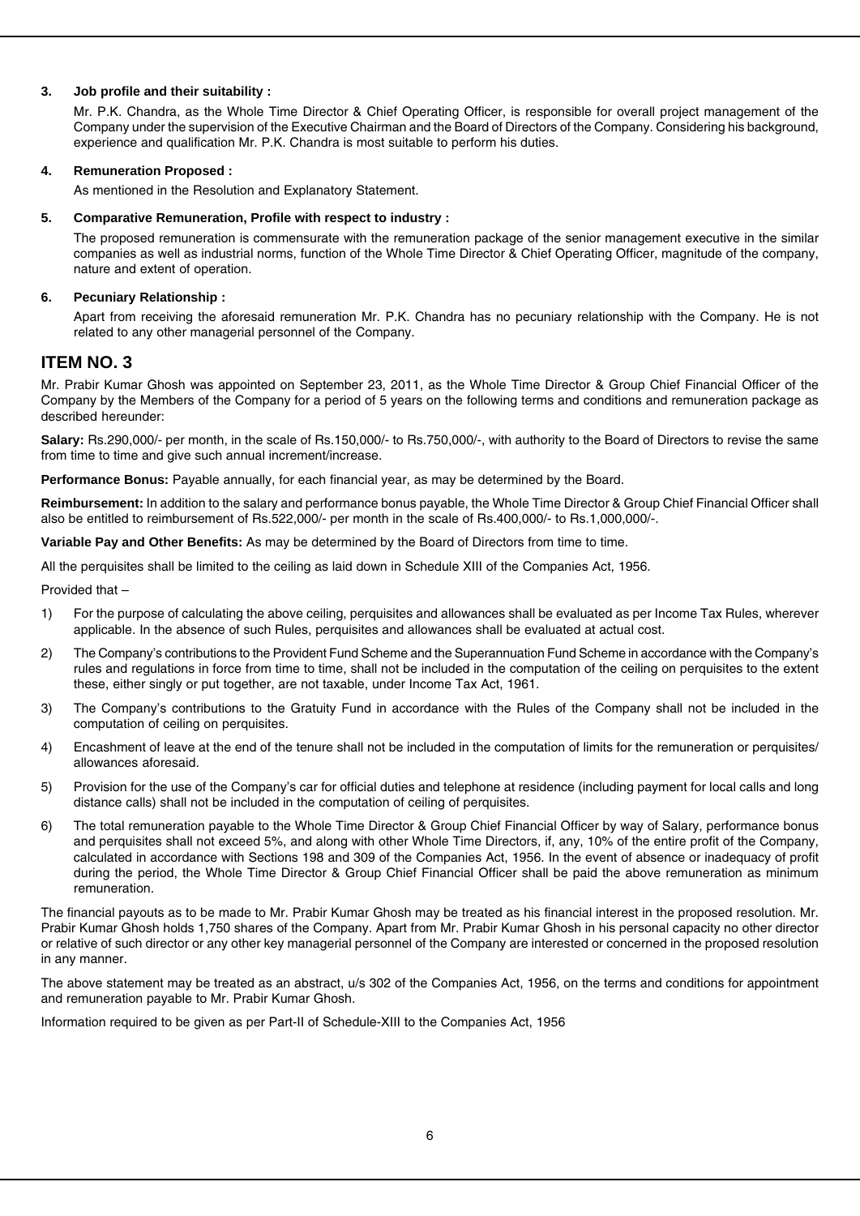**3. Job profile and their suitability :**

Mr. P.K. Chandra, as the Whole Time Director & Chief Operating Officer, is responsible for overall project management of the Company under the supervision of the Executive Chairman and the Board of Directors of the Company. Considering his background, experience and qualification Mr. P.K. Chandra is most suitable to perform his duties.

**4. Remuneration Proposed :**

As mentioned in the Resolution and Explanatory Statement.

**5. Comparative Remuneration, Profile with respect to industry :**

The proposed remuneration is commensurate with the remuneration package of the senior management executive in the similar companies as well as industrial norms, function of the Whole Time Director & Chief Operating Officer, magnitude of the company, nature and extent of operation.

**6. Pecuniary Relationship :**

Apart from receiving the aforesaid remuneration Mr. P.K. Chandra has no pecuniary relationship with the Company. He is not related to any other managerial personnel of the Company.

## ITEM NO. 3

Mr. Prabir Kumar Ghosh was appointed on September 23, 2011, as the Whole Time Director & Group Chief Financial Officer of the Company by the Members of the Company for a period of 5 years on the following terms and conditions and remuneration package as described hereunder:

**Salary:** Rs.290,000/- per month, in the scale of Rs.150,000/- to Rs.750,000/-, with authority to the Board of Directors to revise the same from time to time and give such annual increment/increase.

**Performance Bonus:** Payable annually, for each financial year, as may be determined by the Board.

**Reimbursement:** In addition to the salary and performance bonus payable, the Whole Time Director & Group Chief Financial Officer shall also be entitled to reimbursement of Rs.522,000/- per month in the scale of Rs.400,000/- to Rs.1,000,000/-.

**Variable Pay and Other Benefits:** As may be determined by the Board of Directors from time to time.

All the perquisites shall be limited to the ceiling as laid down in Schedule XIII of the Companies Act, 1956.

Provided that –

1) For the purpose of calculating the above ceiling, perquisites and allowances shall be evaluated as per Income Tax Rules, wherever applicable. In the absence of such Rules, perquisites and allowances shall be evaluated at actual cost.
2) The Company's contributions to the Provident Fund Scheme and the Superannuation Fund Scheme in accordance with the Company's rules and regulations in force from time to time, shall not be included in the computation of the ceiling on perquisites to the extent these, either singly or put together, are not taxable, under Income Tax Act, 1961.
3) The Company's contributions to the Gratuity Fund in accordance with the Rules of the Company shall not be included in the computation of ceiling on perquisites.
4) Encashment of leave at the end of the tenure shall not be included in the computation of limits for the remuneration or perquisites/ allowances aforesaid.
5) Provision for the use of the Company's car for official duties and telephone at residence (including payment for local calls and long distance calls) shall not be included in the computation of ceiling of perquisites.
6) The total remuneration payable to the Whole Time Director & Group Chief Financial Officer by way of Salary, performance bonus and perquisites shall not exceed 5%, and along with other Whole Time Directors, if, any, 10% of the entire profit of the Company, calculated in accordance with Sections 198 and 309 of the Companies Act, 1956. In the event of absence or inadequacy of profit during the period, the Whole Time Director & Group Chief Financial Officer shall be paid the above remuneration as minimum remuneration.

The financial payouts as to be made to Mr. Prabir Kumar Ghosh may be treated as his financial interest in the proposed resolution. Mr. Prabir Kumar Ghosh holds 1,750 shares of the Company. Apart from Mr. Prabir Kumar Ghosh in his personal capacity no other director or relative of such director or any other key managerial personnel of the Company are interested or concerned in the proposed resolution in any manner.

The above statement may be treated as an abstract, u/s 302 of the Companies Act, 1956, on the terms and conditions for appointment and remuneration payable to Mr. Prabir Kumar Ghosh.

Information required to be given as per Part-II of Schedule-XIII to the Companies Act, 1956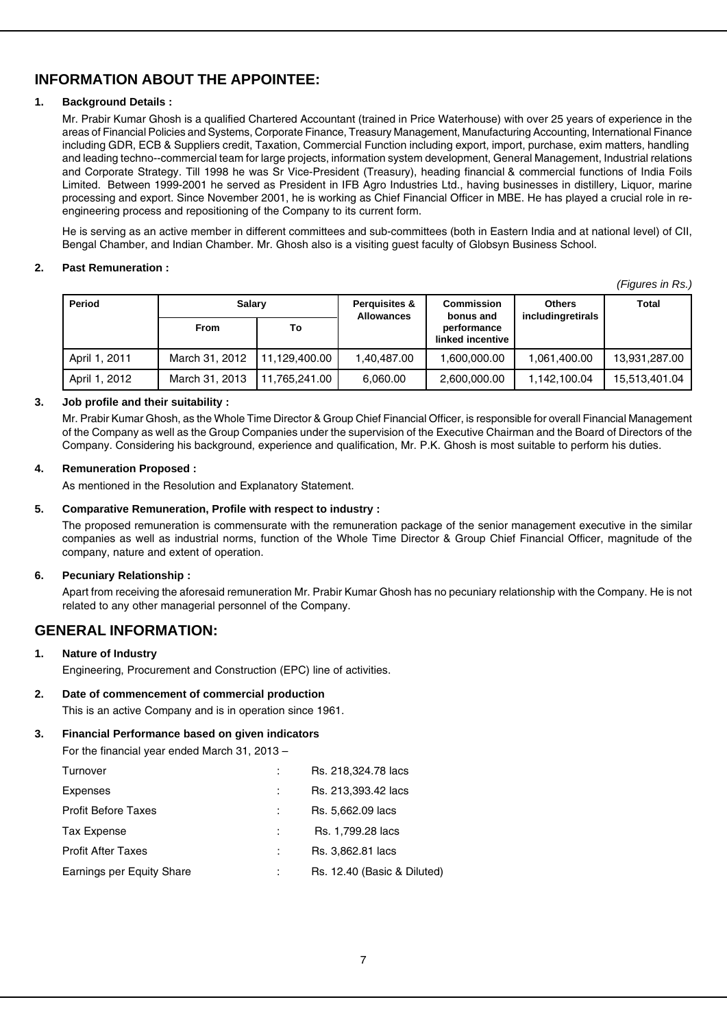## INFORMATION ABOUT THE APPOINTEE:

**1. Background Details :**

Mr. Prabir Kumar Ghosh is a qualified Chartered Accountant (trained in Price Waterhouse) with over 25 years of experience in the areas of Financial Policies and Systems, Corporate Finance, Treasury Management, Manufacturing Accounting, International Finance including GDR, ECB & Suppliers credit, Taxation, Commercial Function including export, import, purchase, exim matters, handling and leading techno--commercial team for large projects, information system development, General Management, Industrial relations and Corporate Strategy. Till 1998 he was Sr Vice-President (Treasury), heading financial & commercial functions of India Foils Limited. Between 1999-2001 he served as President in IFB Agro Industries Ltd., having businesses in distillery, Liquor, marine processing and export. Since November 2001, he is working as Chief Financial Officer in MBE. He has played a crucial role in re-engineering process and repositioning of the Company to its current form.

He is serving as an active member in different committees and sub-committees (both in Eastern India and at national level) of CII, Bengal Chamber, and Indian Chamber. Mr. Ghosh also is a visiting guest faculty of Globsyn Business School.

**2. Past Remuneration :**

*(Figures in Rs.)*

| Period | Salary | | Perquisites & Allowances | Commission bonus and performance linked incentive | Others includingretirals | Total |
|---|---|---|---|---|---|---|
| | From | To | | | | |
| April 1, 2011 | March 31, 2012 | 11,129,400.00 | 1,40,487.00 | 1,600,000.00 | 1,061,400.00 | 13,931,287.00 |
| April 1, 2012 | March 31, 2013 | 11,765,241.00 | 6,060.00 | 2,600,000.00 | 1,142,100.04 | 15,513,401.04 |

**3. Job profile and their suitability :**

Mr. Prabir Kumar Ghosh, as the Whole Time Director & Group Chief Financial Officer, is responsible for overall Financial Management of the Company as well as the Group Companies under the supervision of the Executive Chairman and the Board of Directors of the Company. Considering his background, experience and qualification, Mr. P.K. Ghosh is most suitable to perform his duties.

**4. Remuneration Proposed :**

As mentioned in the Resolution and Explanatory Statement.

**5. Comparative Remuneration, Profile with respect to industry :**

The proposed remuneration is commensurate with the remuneration package of the senior management executive in the similar companies as well as industrial norms, function of the Whole Time Director & Group Chief Financial Officer, magnitude of the company, nature and extent of operation.

**6. Pecuniary Relationship :**

Apart from receiving the aforesaid remuneration Mr. Prabir Kumar Ghosh has no pecuniary relationship with the Company. He is not related to any other managerial personnel of the Company.

## GENERAL INFORMATION:

**1. Nature of Industry**

Engineering, Procurement and Construction (EPC) line of activities.

**2. Date of commencement of commercial production**

This is an active Company and is in operation since 1961.

**3. Financial Performance based on given indicators**

For the financial year ended March 31, 2013 –

| | | |
|---|---|---|
| Turnover | : | Rs. 218,324.78 lacs |
| Expenses | : | Rs. 213,393.42 lacs |
| Profit Before Taxes | : | Rs. 5,662.09 lacs |
| Tax Expense | : | Rs. 1,799.28 lacs |
| Profit After Taxes | : | Rs. 3,862.81 lacs |
| Earnings per Equity Share | : | Rs. 12.40 (Basic & Diluted) |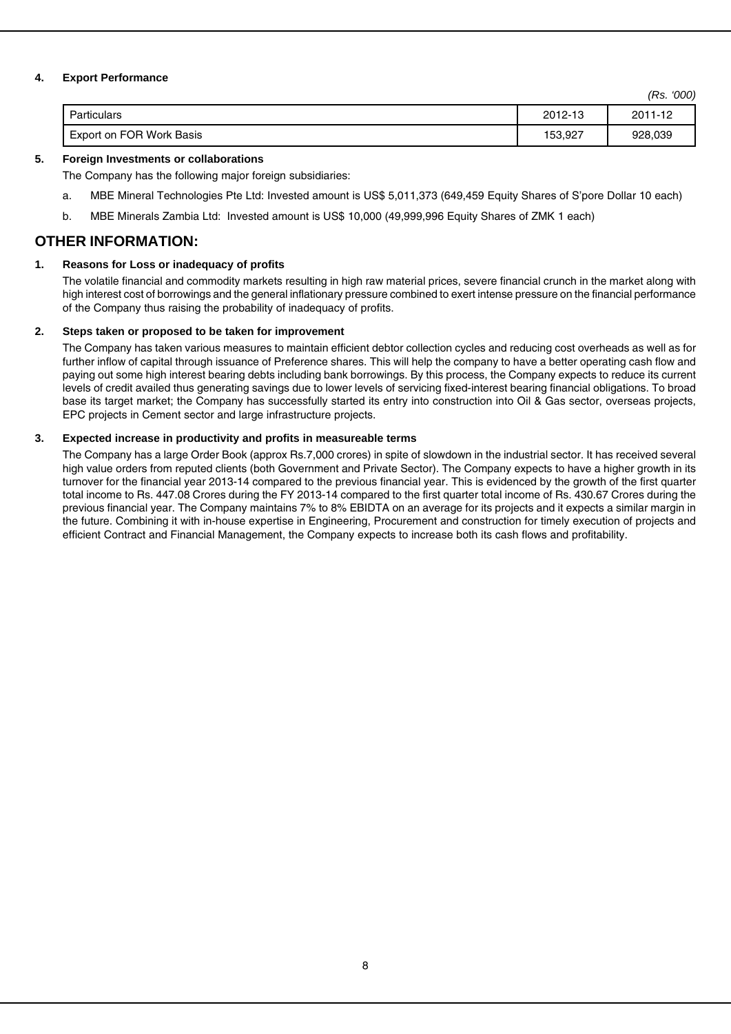**4. Export Performance**

*(Rs. '000)*

| Particulars | 2012-13 | 2011-12 |
|---|---|---|
| Export on FOR Work Basis | 153,927 | 928,039 |

**5. Foreign Investments or collaborations**

The Company has the following major foreign subsidiaries:

a. MBE Mineral Technologies Pte Ltd: Invested amount is US$ 5,011,373 (649,459 Equity Shares of S'pore Dollar 10 each)

b. MBE Minerals Zambia Ltd: Invested amount is US$ 10,000 (49,999,996 Equity Shares of ZMK 1 each)

## OTHER INFORMATION:

**1. Reasons for Loss or inadequacy of profits**

The volatile financial and commodity markets resulting in high raw material prices, severe financial crunch in the market along with high interest cost of borrowings and the general inflationary pressure combined to exert intense pressure on the financial performance of the Company thus raising the probability of inadequacy of profits.

**2. Steps taken or proposed to be taken for improvement**

The Company has taken various measures to maintain efficient debtor collection cycles and reducing cost overheads as well as for further inflow of capital through issuance of Preference shares. This will help the company to have a better operating cash flow and paying out some high interest bearing debts including bank borrowings. By this process, the Company expects to reduce its current levels of credit availed thus generating savings due to lower levels of servicing fixed-interest bearing financial obligations. To broad base its target market; the Company has successfully started its entry into construction into Oil & Gas sector, overseas projects, EPC projects in Cement sector and large infrastructure projects.

**3. Expected increase in productivity and profits in measureable terms**

The Company has a large Order Book (approx Rs.7,000 crores) in spite of slowdown in the industrial sector. It has received several high value orders from reputed clients (both Government and Private Sector). The Company expects to have a higher growth in its turnover for the financial year 2013-14 compared to the previous financial year. This is evidenced by the growth of the first quarter total income to Rs. 447.08 Crores during the FY 2013-14 compared to the first quarter total income of Rs. 430.67 Crores during the previous financial year. The Company maintains 7% to 8% EBIDTA on an average for its projects and it expects a similar margin in the future. Combining it with in-house expertise in Engineering, Procurement and construction for timely execution of projects and efficient Contract and Financial Management, the Company expects to increase both its cash flows and profitability.